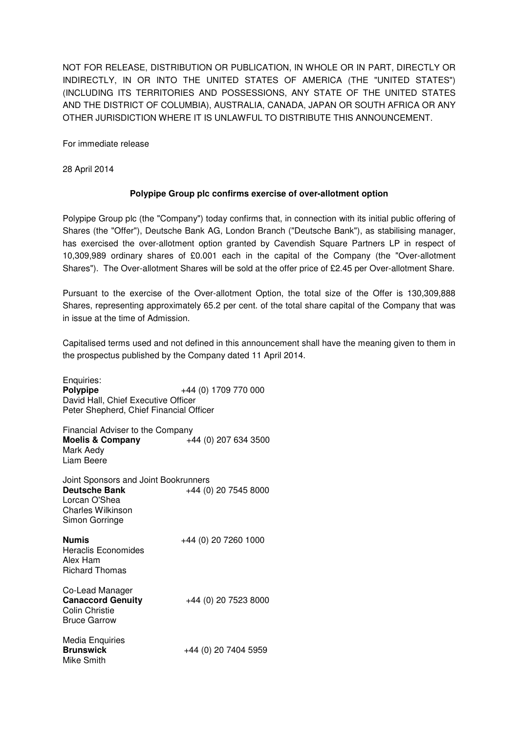NOT FOR RELEASE, DISTRIBUTION OR PUBLICATION, IN WHOLE OR IN PART, DIRECTLY OR INDIRECTLY, IN OR INTO THE UNITED STATES OF AMERICA (THE "UNITED STATES") (INCLUDING ITS TERRITORIES AND POSSESSIONS, ANY STATE OF THE UNITED STATES AND THE DISTRICT OF COLUMBIA), AUSTRALIA, CANADA, JAPAN OR SOUTH AFRICA OR ANY OTHER JURISDICTION WHERE IT IS UNLAWFUL TO DISTRIBUTE THIS ANNOUNCEMENT.

For immediate release

28 April 2014

**Polypipe Group plc confirms exercise of over-allotment option**

Polypipe Group plc (the "Company") today confirms that, in connection with its initial public offering of Shares (the "Offer"), Deutsche Bank AG, London Branch ("Deutsche Bank"), as stabilising manager, has exercised the over-allotment option granted by Cavendish Square Partners LP in respect of 10,309,989 ordinary shares of £0.001 each in the capital of the Company (the "Over-allotment Shares"). The Over-allotment Shares will be sold at the offer price of £2.45 per Over-allotment Share.

Pursuant to the exercise of the Over-allotment Option, the total size of the Offer is 130,309,888 Shares, representing approximately 65.2 per cent. of the total share capital of the Company that was in issue at the time of Admission.

Capitalised terms used and not defined in this announcement shall have the meaning given to them in the prospectus published by the Company dated 11 April 2014.

Enquiries:
**Polypipe** +44 (0) 1709 770 000
David Hall, Chief Executive Officer
Peter Shepherd, Chief Financial Officer

Financial Adviser to the Company
**Moelis & Company** +44 (0) 207 634 3500
Mark Aedy
Liam Beere

Joint Sponsors and Joint Bookrunners
**Deutsche Bank** +44 (0) 20 7545 8000
Lorcan O'Shea
Charles Wilkinson
Simon Gorringe

**Numis** +44 (0) 20 7260 1000
Heraclis Economides
Alex Ham
Richard Thomas

Co-Lead Manager
**Canaccord Genuity** +44 (0) 20 7523 8000
Colin Christie
Bruce Garrow

Media Enquiries
**Brunswick** +44 (0) 20 7404 5959
Mike Smith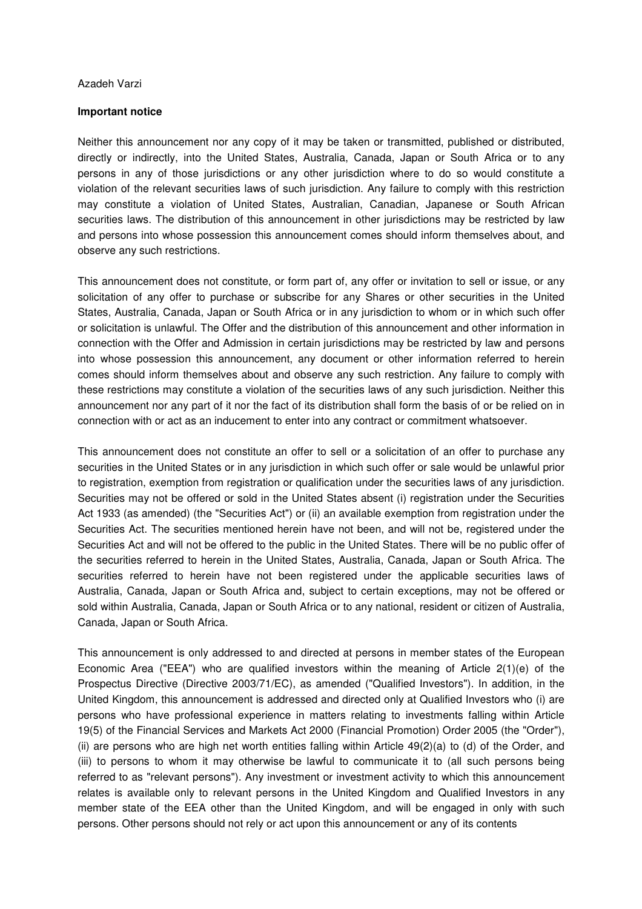Azadeh Varzi

**Important notice**

Neither this announcement nor any copy of it may be taken or transmitted, published or distributed, directly or indirectly, into the United States, Australia, Canada, Japan or South Africa or to any persons in any of those jurisdictions or any other jurisdiction where to do so would constitute a violation of the relevant securities laws of such jurisdiction. Any failure to comply with this restriction may constitute a violation of United States, Australian, Canadian, Japanese or South African securities laws. The distribution of this announcement in other jurisdictions may be restricted by law and persons into whose possession this announcement comes should inform themselves about, and observe any such restrictions.

This announcement does not constitute, or form part of, any offer or invitation to sell or issue, or any solicitation of any offer to purchase or subscribe for any Shares or other securities in the United States, Australia, Canada, Japan or South Africa or in any jurisdiction to whom or in which such offer or solicitation is unlawful. The Offer and the distribution of this announcement and other information in connection with the Offer and Admission in certain jurisdictions may be restricted by law and persons into whose possession this announcement, any document or other information referred to herein comes should inform themselves about and observe any such restriction. Any failure to comply with these restrictions may constitute a violation of the securities laws of any such jurisdiction. Neither this announcement nor any part of it nor the fact of its distribution shall form the basis of or be relied on in connection with or act as an inducement to enter into any contract or commitment whatsoever.

This announcement does not constitute an offer to sell or a solicitation of an offer to purchase any securities in the United States or in any jurisdiction in which such offer or sale would be unlawful prior to registration, exemption from registration or qualification under the securities laws of any jurisdiction. Securities may not be offered or sold in the United States absent (i) registration under the Securities Act 1933 (as amended) (the "Securities Act") or (ii) an available exemption from registration under the Securities Act. The securities mentioned herein have not been, and will not be, registered under the Securities Act and will not be offered to the public in the United States. There will be no public offer of the securities referred to herein in the United States, Australia, Canada, Japan or South Africa. The securities referred to herein have not been registered under the applicable securities laws of Australia, Canada, Japan or South Africa and, subject to certain exceptions, may not be offered or sold within Australia, Canada, Japan or South Africa or to any national, resident or citizen of Australia, Canada, Japan or South Africa.

This announcement is only addressed to and directed at persons in member states of the European Economic Area ("EEA") who are qualified investors within the meaning of Article 2(1)(e) of the Prospectus Directive (Directive 2003/71/EC), as amended ("Qualified Investors"). In addition, in the United Kingdom, this announcement is addressed and directed only at Qualified Investors who (i) are persons who have professional experience in matters relating to investments falling within Article 19(5) of the Financial Services and Markets Act 2000 (Financial Promotion) Order 2005 (the "Order"), (ii) are persons who are high net worth entities falling within Article 49(2)(a) to (d) of the Order, and (iii) to persons to whom it may otherwise be lawful to communicate it to (all such persons being referred to as "relevant persons"). Any investment or investment activity to which this announcement relates is available only to relevant persons in the United Kingdom and Qualified Investors in any member state of the EEA other than the United Kingdom, and will be engaged in only with such persons. Other persons should not rely or act upon this announcement or any of its contents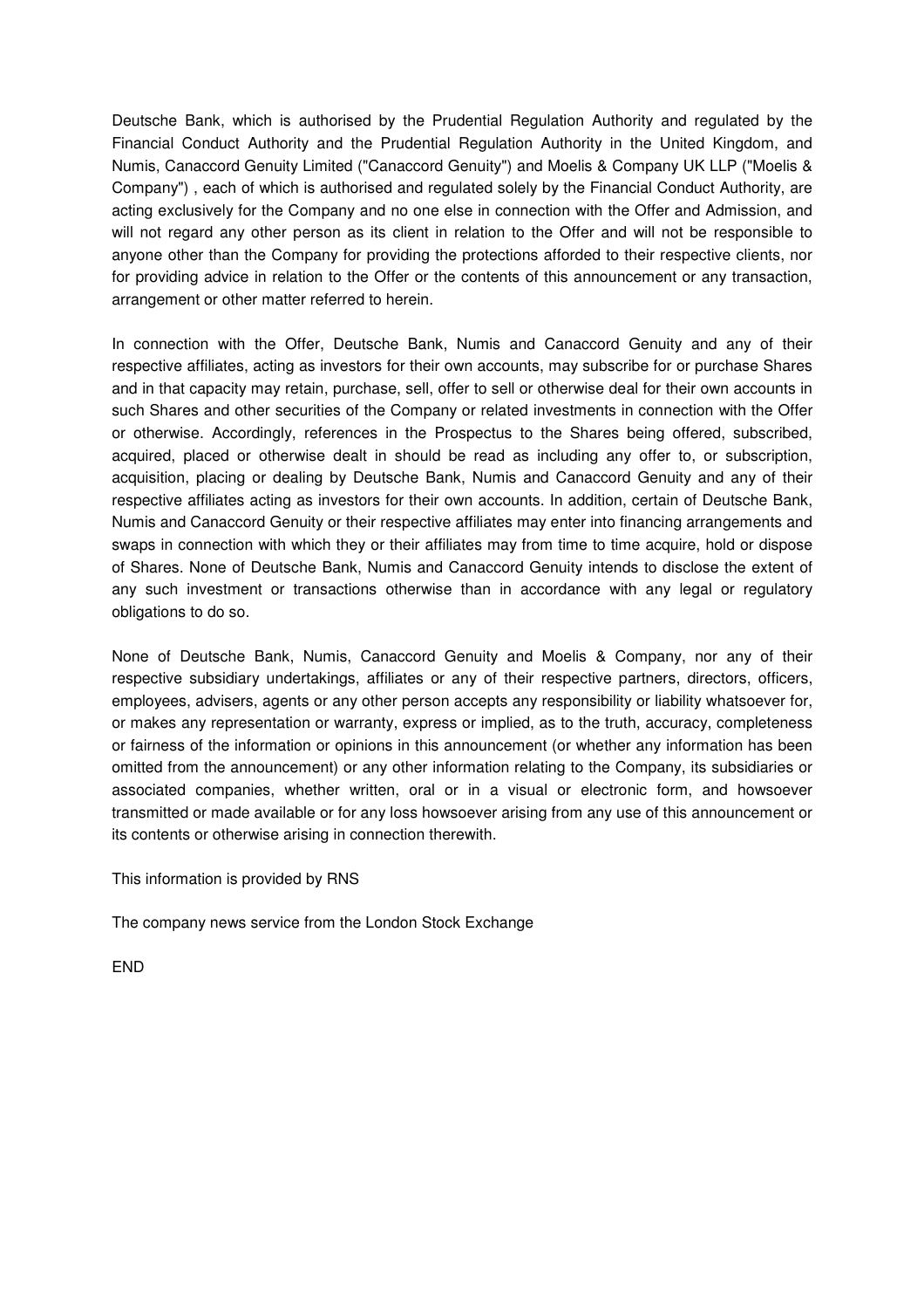Deutsche Bank, which is authorised by the Prudential Regulation Authority and regulated by the Financial Conduct Authority and the Prudential Regulation Authority in the United Kingdom, and Numis, Canaccord Genuity Limited ("Canaccord Genuity") and Moelis & Company UK LLP ("Moelis & Company") , each of which is authorised and regulated solely by the Financial Conduct Authority, are acting exclusively for the Company and no one else in connection with the Offer and Admission, and will not regard any other person as its client in relation to the Offer and will not be responsible to anyone other than the Company for providing the protections afforded to their respective clients, nor for providing advice in relation to the Offer or the contents of this announcement or any transaction, arrangement or other matter referred to herein.

In connection with the Offer, Deutsche Bank, Numis and Canaccord Genuity and any of their respective affiliates, acting as investors for their own accounts, may subscribe for or purchase Shares and in that capacity may retain, purchase, sell, offer to sell or otherwise deal for their own accounts in such Shares and other securities of the Company or related investments in connection with the Offer or otherwise. Accordingly, references in the Prospectus to the Shares being offered, subscribed, acquired, placed or otherwise dealt in should be read as including any offer to, or subscription, acquisition, placing or dealing by Deutsche Bank, Numis and Canaccord Genuity and any of their respective affiliates acting as investors for their own accounts. In addition, certain of Deutsche Bank, Numis and Canaccord Genuity or their respective affiliates may enter into financing arrangements and swaps in connection with which they or their affiliates may from time to time acquire, hold or dispose of Shares. None of Deutsche Bank, Numis and Canaccord Genuity intends to disclose the extent of any such investment or transactions otherwise than in accordance with any legal or regulatory obligations to do so.

None of Deutsche Bank, Numis, Canaccord Genuity and Moelis & Company, nor any of their respective subsidiary undertakings, affiliates or any of their respective partners, directors, officers, employees, advisers, agents or any other person accepts any responsibility or liability whatsoever for, or makes any representation or warranty, express or implied, as to the truth, accuracy, completeness or fairness of the information or opinions in this announcement (or whether any information has been omitted from the announcement) or any other information relating to the Company, its subsidiaries or associated companies, whether written, oral or in a visual or electronic form, and howsoever transmitted or made available or for any loss howsoever arising from any use of this announcement or its contents or otherwise arising in connection therewith.

This information is provided by RNS

The company news service from the London Stock Exchange

END